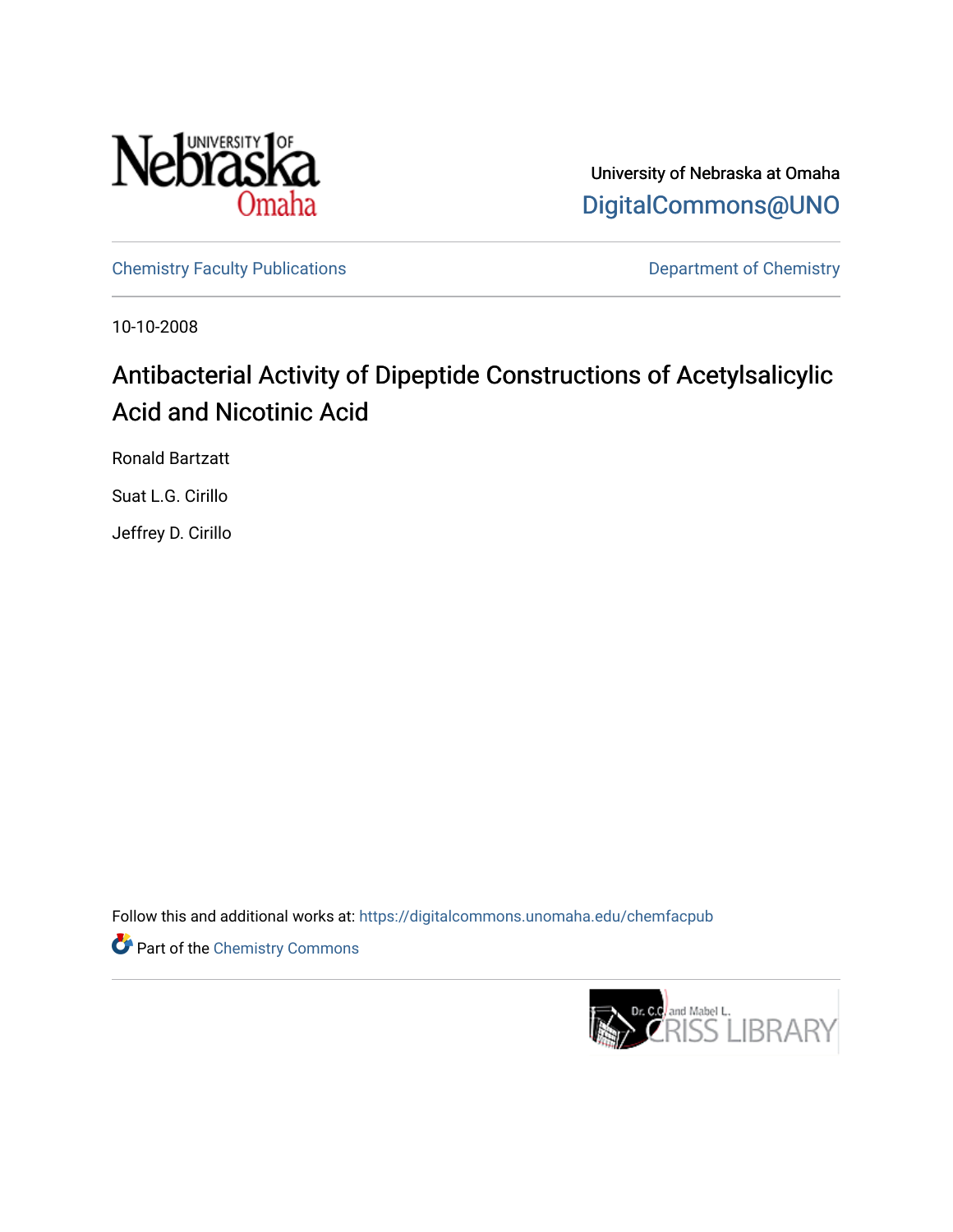University of Nebraska at Omaha

DigitalCommons@UNO

Chemistry Faculty Publications

Department of Chemistry

10-10-2008

# Antibacterial Activity of Dipeptide Constructions of Acetylsalicylic Acid and Nicotinic Acid

Ronald Bartzatt

Suat L.G. Cirillo

Jeffrey D. Cirillo

Follow this and additional works at: https://digitalcommons.unomaha.edu/chemfacpub

Part of the Chemistry Commons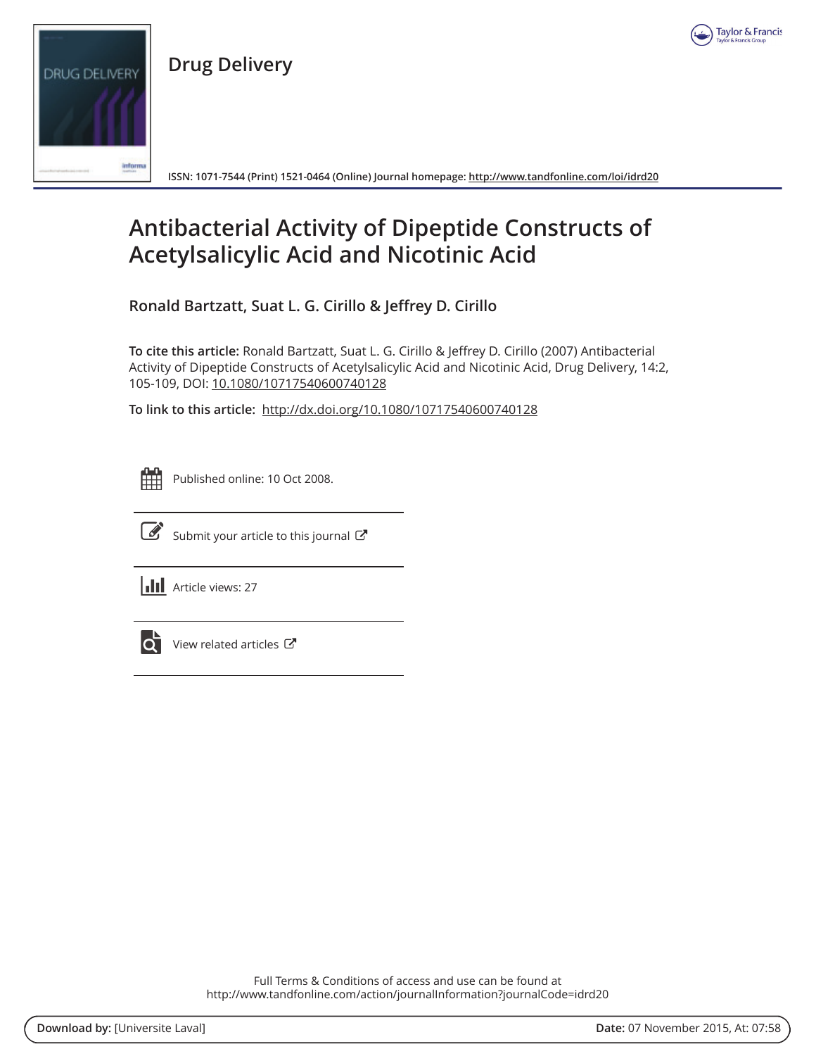Drug Delivery

ISSN: 1071-7544 (Print) 1521-0464 (Online) Journal homepage: http://www.tandfonline.com/loi/idrd20

# Antibacterial Activity of Dipeptide Constructs of Acetylsalicylic Acid and Nicotinic Acid

**Ronald Bartzatt, Suat L. G. Cirillo & Jeffrey D. Cirillo**

**To cite this article:** Ronald Bartzatt, Suat L. G. Cirillo & Jeffrey D. Cirillo (2007) Antibacterial Activity of Dipeptide Constructs of Acetylsalicylic Acid and Nicotinic Acid, Drug Delivery, 14:2, 105-109, DOI: 10.1080/10717540600740128

**To link to this article:** http://dx.doi.org/10.1080/10717540600740128

Published online: 10 Oct 2008.

Submit your article to this journal

Article views: 27

View related articles

Full Terms & Conditions of access and use can be found at
http://www.tandfonline.com/action/journalInformation?journalCode=idrd20

**Download by:** [Universite Laval] **Date:** 07 November 2015, At: 07:58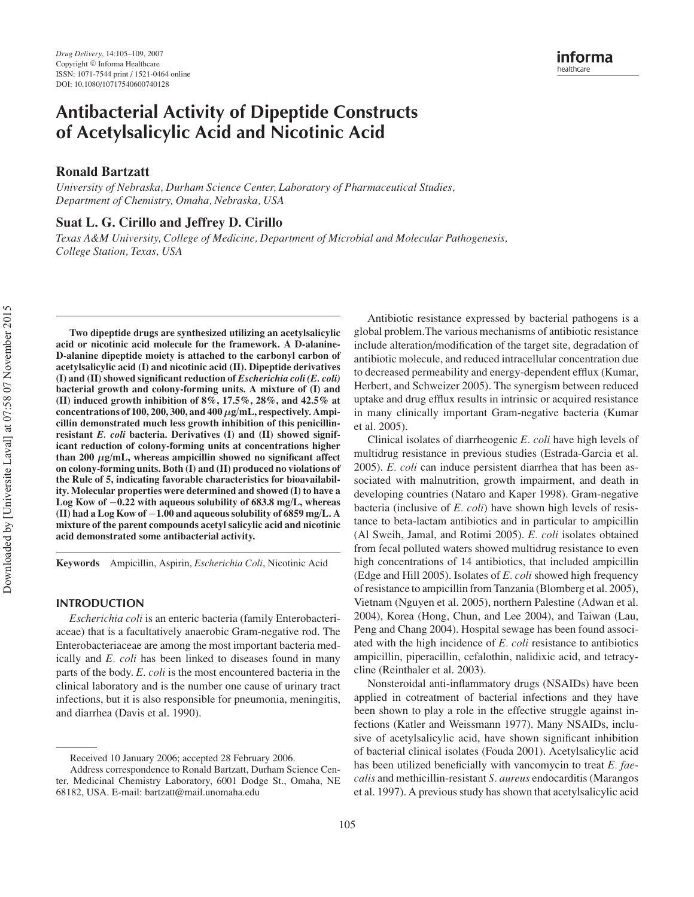# Antibacterial Activity of Dipeptide Constructs of Acetylsalicylic Acid and Nicotinic Acid

**Ronald Bartzatt**

*University of Nebraska, Durham Science Center, Laboratory of Pharmaceutical Studies, Department of Chemistry, Omaha, Nebraska, USA*

**Suat L. G. Cirillo and Jeffrey D. Cirillo**

*Texas A&M University, College of Medicine, Department of Microbial and Molecular Pathogenesis, College Station, Texas, USA*

**Two dipeptide drugs are synthesized utilizing an acetylsalicylic acid or nicotinic acid molecule for the framework. A D-alanine-D-alanine dipeptide moiety is attached to the carbonyl carbon of acetylsalicylic acid (I) and nicotinic acid (II). Dipeptide derivatives (I) and (II) showed significant reduction of *Escherichia coli* (*E. coli*) bacterial growth and colony-forming units. A mixture of (I) and (II) induced growth inhibition of 8%, 17.5%, 28%, and 42.5% at concentrations of 100, 200, 300, and 400 μg/mL, respectively. Ampicillin demonstrated much less growth inhibition of this penicillin-resistant *E. coli* bacteria. Derivatives (I) and (II) showed significant reduction of colony-forming units at concentrations higher than 200 μg/mL, whereas ampicillin showed no significant affect on colony-forming units. Both (I) and (II) produced no violations of the Rule of 5, indicating favorable characteristics for bioavailability. Molecular properties were determined and showed (I) to have a Log Kow of −0.22 with aqueous solubility of 683.8 mg/L, whereas (II) had a Log Kow of −1.00 and aqueous solubility of 6859 mg/L. A mixture of the parent compounds acetyl salicylic acid and nicotinic acid demonstrated some antibacterial activity.**

**Keywords** Ampicillin, Aspirin, *Escherichia Coli*, Nicotinic Acid

## INTRODUCTION

*Escherichia coli* is an enteric bacteria (family Enterobacteriaceae) that is a facultatively anaerobic Gram-negative rod. The Enterobacteriaceae are among the most important bacteria medically and *E. coli* has been linked to diseases found in many parts of the body. *E. coli* is the most encountered bacteria in the clinical laboratory and is the number one cause of urinary tract infections, but it is also responsible for pneumonia, meningitis, and diarrhea (Davis et al. 1990).

Antibiotic resistance expressed by bacterial pathogens is a global problem.The various mechanisms of antibiotic resistance include alteration/modification of the target site, degradation of antibiotic molecule, and reduced intracellular concentration due to decreased permeability and energy-dependent efflux (Kumar, Herbert, and Schweizer 2005). The synergism between reduced uptake and drug efflux results in intrinsic or acquired resistance in many clinically important Gram-negative bacteria (Kumar et al. 2005).

Clinical isolates of diarrheogenic *E. coli* have high levels of multidrug resistance in previous studies (Estrada-Garcia et al. 2005). *E. coli* can induce persistent diarrhea that has been associated with malnutrition, growth impairment, and death in developing countries (Nataro and Kaper 1998). Gram-negative bacteria (inclusive of *E. coli*) have shown high levels of resistance to beta-lactam antibiotics and in particular to ampicillin (Al Sweih, Jamal, and Rotimi 2005). *E. coli* isolates obtained from fecal polluted waters showed multidrug resistance to even high concentrations of 14 antibiotics, that included ampicillin (Edge and Hill 2005). Isolates of *E. coli* showed high frequency of resistance to ampicillin from Tanzania (Blomberg et al. 2005), Vietnam (Nguyen et al. 2005), northern Palestine (Adwan et al. 2004), Korea (Hong, Chun, and Lee 2004), and Taiwan (Lau, Peng and Chang 2004). Hospital sewage has been found associated with the high incidence of *E. coli* resistance to antibiotics ampicillin, piperacillin, cefalothin, nalidixic acid, and tetracycline (Reinthaler et al. 2003).

Nonsteroidal anti-inflammatory drugs (NSAIDs) have been applied in cotreatment of bacterial infections and they have been shown to play a role in the effective struggle against infections (Katler and Weissmann 1977). Many NSAIDs, inclusive of acetylsalicylic acid, have shown significant inhibition of bacterial clinical isolates (Fouda 2001). Acetylsalicylic acid has been utilized beneficially with vancomycin to treat *E. faecalis* and methicillin-resistant *S. aureus* endocarditis (Marangos et al. 1997). A previous study has shown that acetylsalicylic acid

Received 10 January 2006; accepted 28 February 2006.

Address correspondence to Ronald Bartzatt, Durham Science Center, Medicinal Chemistry Laboratory, 6001 Dodge St., Omaha, NE 68182, USA. E-mail: bartzatt@mail.unomaha.edu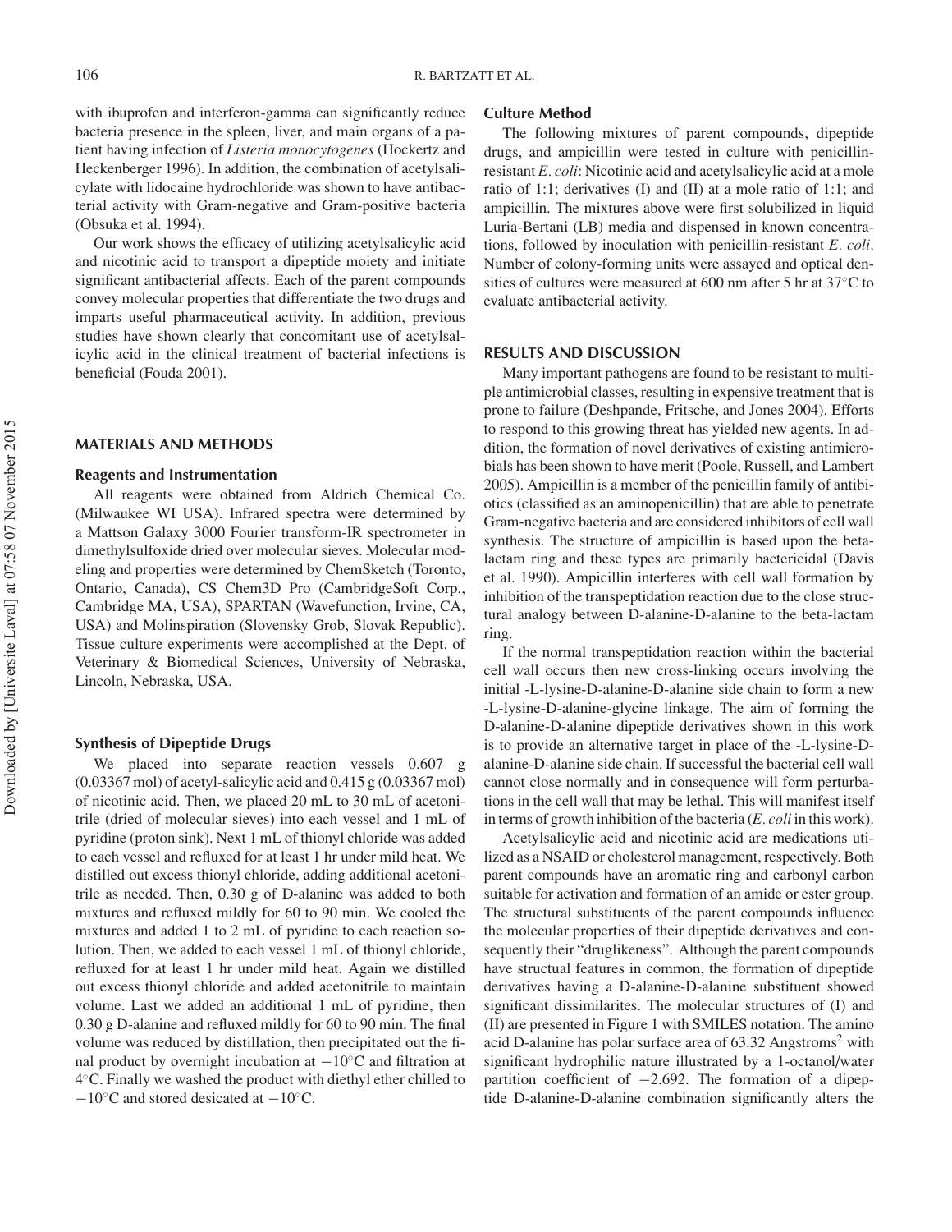with ibuprofen and interferon-gamma can significantly reduce bacteria presence in the spleen, liver, and main organs of a patient having infection of *Listeria monocytogenes* (Hockertz and Heckenberger 1996). In addition, the combination of acetylsalicylate with lidocaine hydrochloride was shown to have antibacterial activity with Gram-negative and Gram-positive bacteria (Obsuka et al. 1994).

Our work shows the efficacy of utilizing acetylsalicylic acid and nicotinic acid to transport a dipeptide moiety and initiate significant antibacterial affects. Each of the parent compounds convey molecular properties that differentiate the two drugs and imparts useful pharmaceutical activity. In addition, previous studies have shown clearly that concomitant use of acetylsalicylic acid in the clinical treatment of bacterial infections is beneficial (Fouda 2001).

## MATERIALS AND METHODS

### Reagents and Instrumentation

All reagents were obtained from Aldrich Chemical Co. (Milwaukee WI USA). Infrared spectra were determined by a Mattson Galaxy 3000 Fourier transform-IR spectrometer in dimethylsulfoxide dried over molecular sieves. Molecular modeling and properties were determined by ChemSketch (Toronto, Ontario, Canada), CS Chem3D Pro (CambridgeSoft Corp., Cambridge MA, USA), SPARTAN (Wavefunction, Irvine, CA, USA) and Molinspiration (Slovensky Grob, Slovak Republic). Tissue culture experiments were accomplished at the Dept. of Veterinary & Biomedical Sciences, University of Nebraska, Lincoln, Nebraska, USA.

### Synthesis of Dipeptide Drugs

We placed into separate reaction vessels 0.607 g (0.03367 mol) of acetyl-salicylic acid and 0.415 g (0.03367 mol) of nicotinic acid. Then, we placed 20 mL to 30 mL of acetonitrile (dried of molecular sieves) into each vessel and 1 mL of pyridine (proton sink). Next 1 mL of thionyl chloride was added to each vessel and refluxed for at least 1 hr under mild heat. We distilled out excess thionyl chloride, adding additional acetonitrile as needed. Then, 0.30 g of D-alanine was added to both mixtures and refluxed mildly for 60 to 90 min. We cooled the mixtures and added 1 to 2 mL of pyridine to each reaction solution. Then, we added to each vessel 1 mL of thionyl chloride, refluxed for at least 1 hr under mild heat. Again we distilled out excess thionyl chloride and added acetonitrile to maintain volume. Last we added an additional 1 mL of pyridine, then 0.30 g D-alanine and refluxed mildly for 60 to 90 min. The final volume was reduced by distillation, then precipitated out the final product by overnight incubation at $-10^{\circ}$C and filtration at $4^{\circ}$C. Finally we washed the product with diethyl ether chilled to $-10^{\circ}$C and stored desicated at $-10^{\circ}$C.

### Culture Method

The following mixtures of parent compounds, dipeptide drugs, and ampicillin were tested in culture with penicillin-resistant *E. coli*: Nicotinic acid and acetylsalicylic acid at a mole ratio of 1:1; derivatives (I) and (II) at a mole ratio of 1:1; and ampicillin. The mixtures above were first solubilized in liquid Luria-Bertani (LB) media and dispensed in known concentrations, followed by inoculation with penicillin-resistant *E. coli*. Number of colony-forming units were assayed and optical densities of cultures were measured at 600 nm after 5 hr at $37^{\circ}$C to evaluate antibacterial activity.

## RESULTS AND DISCUSSION

Many important pathogens are found to be resistant to multiple antimicrobial classes, resulting in expensive treatment that is prone to failure (Deshpande, Fritsche, and Jones 2004). Efforts to respond to this growing threat has yielded new agents. In addition, the formation of novel derivatives of existing antimicrobials has been shown to have merit (Poole, Russell, and Lambert 2005). Ampicillin is a member of the penicillin family of antibiotics (classified as an aminopenicillin) that are able to penetrate Gram-negative bacteria and are considered inhibitors of cell wall synthesis. The structure of ampicillin is based upon the beta-lactam ring and these types are primarily bactericidal (Davis et al. 1990). Ampicillin interferes with cell wall formation by inhibition of the transpeptidation reaction due to the close structural analogy between D-alanine-D-alanine to the beta-lactam ring.

If the normal transpeptidation reaction within the bacterial cell wall occurs then new cross-linking occurs involving the initial -L-lysine-D-alanine-D-alanine side chain to form a new -L-lysine-D-alanine-glycine linkage. The aim of forming the D-alanine-D-alanine dipeptide derivatives shown in this work is to provide an alternative target in place of the -L-lysine-D-alanine-D-alanine side chain. If successful the bacterial cell wall cannot close normally and in consequence will form perturbations in the cell wall that may be lethal. This will manifest itself in terms of growth inhibition of the bacteria (*E. coli* in this work).

Acetylsalicylic acid and nicotinic acid are medications utilized as a NSAID or cholesterol management, respectively. Both parent compounds have an aromatic ring and carbonyl carbon suitable for activation and formation of an amide or ester group. The structural substituents of the parent compounds influence the molecular properties of their dipeptide derivatives and consequently their "druglikeness". Although the parent compounds have structural features in common, the formation of dipeptide derivatives having a D-alanine-D-alanine substituent showed significant dissimilarites. The molecular structures of (I) and (II) are presented in Figure 1 with SMILES notation. The amino acid D-alanine has polar surface area of 63.32 Angstroms$^2$ with significant hydrophilic nature illustrated by a 1-octanol/water partition coefficient of $-2.692$. The formation of a dipeptide D-alanine-D-alanine combination significantly alters the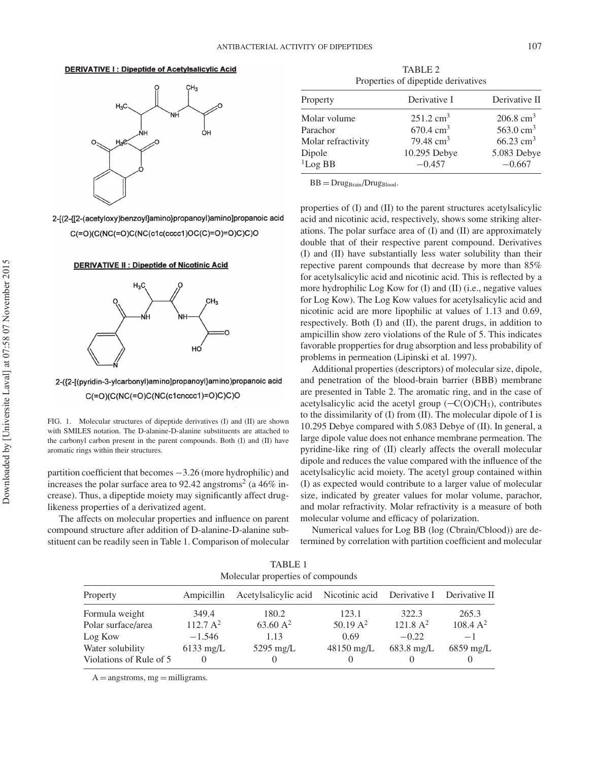**DERIVATIVE I : Dipeptide of Acetylsalicylic Acid**

2-[(2-{[2-(acetyloxy)benzoyl]amino}propanoyl)amino]propanoic acid

C(=O)(C(NC(=O)C(NC(c1c(cccc1)OC(C)=O)=O)C)C)O

**DERIVATIVE II : Dipeptide of Nicotinic Acid**

2-({2-[(pyridin-3-ylcarbonyl)amino]propanoyl}amino)propanoic acid

C(=O)(C(NC(=O)C(NC(c1cnccc1)=O)C)C)O

FIG. 1. Molecular structures of dipeptide derivatives (I) and (II) are shown with SMILES notation. The D-alanine-D-alanine substituents are attached to the carbonyl carbon present in the parent compounds. Both (I) and (II) have aromatic rings within their structures.

partition coefficient that becomes −3.26 (more hydrophilic) and increases the polar surface area to 92.42 angstroms$^2$ (a 46% increase). Thus, a dipeptide moiety may significantly affect drug-likeness properties of a derivatized agent.

The affects on molecular properties and influence on parent compound structure after addition of D-alanine-D-alanine substituent can be readily seen in Table 1. Comparison of molecular properties of (I) and (II) to the parent structures acetylsalicylic acid and nicotinic acid, respectively, shows some striking alterations. The polar surface area of (I) and (II) are approximately double that of their respective parent compound. Derivatives (I) and (II) have substantially less water solubility than their repective parent compounds that decrease by more than 85% for acetylsalicylic acid and nicotinic acid. This is reflected by a more hydrophilic Log Kow for (I) and (II) (i.e., negative values for Log Kow). The Log Kow values for acetylsalicylic acid and nicotinic acid are more lipophilic at values of 1.13 and 0.69, respectively. Both (I) and (II), the parent drugs, in addition to ampicillin show zero violations of the Rule of 5. This indicates favorable propperties for drug absorption and less probability of problems in permeation (Lipinski et al. 1997).

Additional properties (descriptors) of molecular size, dipole, and penetration of the blood-brain barrier (BBB) membrane are presented in Table 2. The aromatic ring, and in the case of acetylsalicylic acid the acetyl group ($-C(O)CH_3$), contributes to the dissimilarity of (I) from (II). The molecular dipole of I is 10.295 Debye compared with 5.083 Debye of (II). In general, a large dipole value does not enhance membrane permeation. The pyridine-like ring of (II) clearly affects the overall molecular dipole and reduces the value compared with the influence of the acetylsalicylic acid moiety. The acetyl group contained within (I) as expected would contribute to a larger value of molecular size, indicated by greater values for molar volume, parachor, and molar refractivity. Molar refractivity is a measure of both molecular volume and efficacy of polarization.

Numerical values for Log BB (log (Cbrain/Cblood)) are determined by correlation with partition coefficient and molecular

TABLE 2
Properties of dipeptide derivatives

| Property | Derivative I | Derivative II |
|---|---|---|
| Molar volume | 251.2 cm$^3$ | 206.8 cm$^3$ |
| Parachor | 670.4 cm$^3$ | 563.0 cm$^3$ |
| Molar refractivity | 79.48 cm$^3$ | 66.23 cm$^3$ |
| Dipole | 10.295 Debye | 5.083 Debye |
| [1]Log BB | −0.457 | −0.667 |

BB = $Drug_{Brain}/Drug_{Blood}$.

TABLE 1
Molecular properties of compounds

| Property | Ampicillin | Acetylsalicylic acid | Nicotinic acid | Derivative I | Derivative II |
|---|---|---|---|---|---|
| Formula weight | 349.4 | 180.2 | 123.1 | 322.3 | 265.3 |
| Polar surface/area | 112.7 A$^2$ | 63.60 A$^2$ | 50.19 A$^2$ | 121.8 A$^2$ | 108.4 A$^2$ |
| Log Kow | −1.546 | 1.13 | 0.69 | −0.22 | −1 |
| Water solubility | 6133 mg/L | 5295 mg/L | 48150 mg/L | 683.8 mg/L | 6859 mg/L |
| Violations of Rule of 5 | 0 | 0 | 0 | 0 | 0 |

A = angstroms, mg = milligrams.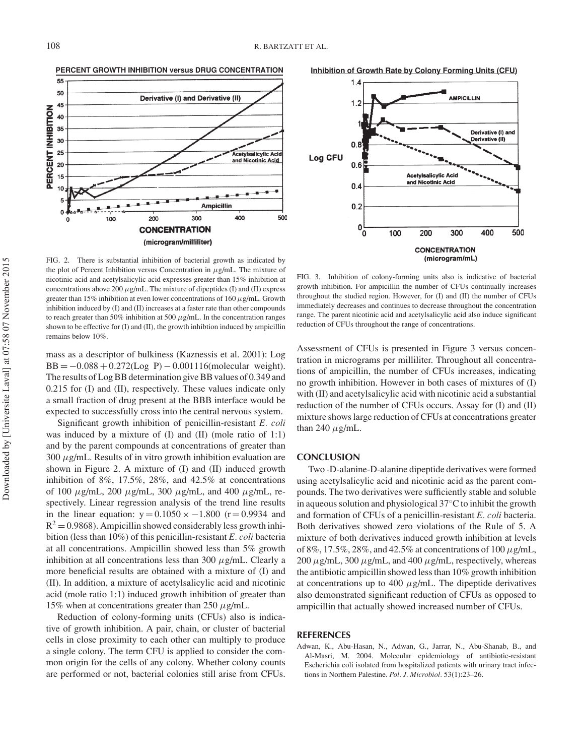FIG. 2. There is substantial inhibition of bacterial growth as indicated by the plot of Percent Inhibition versus Concentration in $\mu$g/mL. The mixture of nicotinic acid and acetylsalicylic acid expresses greater than 15% inhibition at concentrations above 200 $\mu$g/mL. The mixture of dipeptides (I) and (II) express greater than 15% inhibition at even lower concentrations of 160 $\mu$g/mL. Growth inhibition induced by (I) and (II) increases at a faster rate than other compounds to reach greater than 50% inhibition at 500 $\mu$g/mL. In the concentration ranges shown to be effective for (I) and (II), the growth inhibtion induced by ampicillin remains below 10%.

FIG. 3. Inhibition of colony-forming units also is indicative of bacterial growth inhibition. For ampicillin the number of CFUs continually increases throughout the studied region. However, for (I) and (II) the number of CFUs immediately decreases and continues to decrease throughout the concentration range. The parent nicotinic acid and acetylsalicylic acid also induce significant reduction of CFUs throughout the range of concentrations.

mass as a descriptor of bulkiness (Kaznessis et al. 2001): Log BB = −0.088 + 0.272(Log P) − 0.001116(molecular weight). The results of Log BB determination give BB values of 0.349 and 0.215 for (I) and (II), respectively. These values indicate only a small fraction of drug present at the BBB interface would be expected to successfully cross into the central nervous system.

Significant growth inhibition of penicillin-resistant *E. coli* was induced by a mixture of (I) and (II) (mole ratio of 1:1) and by the parent compounds at concentrations of greater than 300 $\mu$g/mL. Results of in vitro growth inhibition evaluation are shown in Figure 2. A mixture of (I) and (II) induced growth inhibition of 8%, 17.5%, 28%, and 42.5% at concentrations of 100 $\mu$g/mL, 200 $\mu$g/mL, 300 $\mu$g/mL, and 400 $\mu$g/mL, respectively. Linear regression analysis of the trend line results in the linear equation: $y = 0.1050 \times -1.800$ ($r = 0.9934$ and $R^2 = 0.9868$). Ampicillin showed considerably less growth inhibition (less than 10%) of this penicillin-resistant *E. coli* bacteria at all concentrations. Ampicillin showed less than 5% growth inhibition at all concentrations less than 300 $\mu$g/mL. Clearly a more beneficial results are obtained with a mixture of (I) and (II). In addition, a mixture of acetylsalicylic acid and nicotinic acid (mole ratio 1:1) induced growth inhibition of greater than 15% when at concentrations greater than 250 $\mu$g/mL.

Reduction of colony-forming units (CFUs) also is indicative of growth inhibition. A pair, chain, or cluster of bacterial cells in close proximity to each other can multiply to produce a single colony. The term CFU is applied to consider the common origin for the cells of any colony. Whether colony counts are performed or not, bacterial colonies still arise from CFUs. Assessment of CFUs is presented in Figure 3 versus concentration in micrograms per milliliter. Throughout all concentrations of ampicillin, the number of CFUs increases, indicating no growth inhibition. However in both cases of mixtures of (I) with (II) and acetylsalicylic acid with nicotinic acid a substantial reduction of the number of CFUs occurs. Assay for (I) and (II) mixture shows large reduction of CFUs at concentrations greater than 240 $\mu$g/mL.

## CONCLUSION

Two -D-alanine-D-alanine dipeptide derivatives were formed using acetylsalicylic acid and nicotinic acid as the parent compounds. The two derivatives were sufficiently stable and soluble in aqueous solution and physiological 37°C to inhibit the growth and formation of CFUs of a penicillin-resistant *E. coli* bacteria. Both derivatives showed zero violations of the Rule of 5. A mixture of both derivatives induced growth inhibition at levels of 8%, 17.5%, 28%, and 42.5% at concentrations of 100 $\mu$g/mL, 200 $\mu$g/mL, 300 $\mu$g/mL, and 400 $\mu$g/mL, respectively, whereas the antibiotic ampicillin showed less than 10% growth inhibition at concentrations up to 400 $\mu$g/mL. The dipeptide derivatives also demonstrated significant reduction of CFUs as opposed to ampicillin that actually showed increased number of CFUs.

## REFERENCES

Adwan, K., Abu-Hasan, N., Adwan, G., Jarrar, N., Abu-Shanab, B., and Al-Masri, M. 2004. Molecular epidemiology of antibiotic-resistant Escherichia coli isolated from hospitalized patients with urinary tract infections in Northern Palestine. *Pol. J. Microbiol.* 53(1):23–26.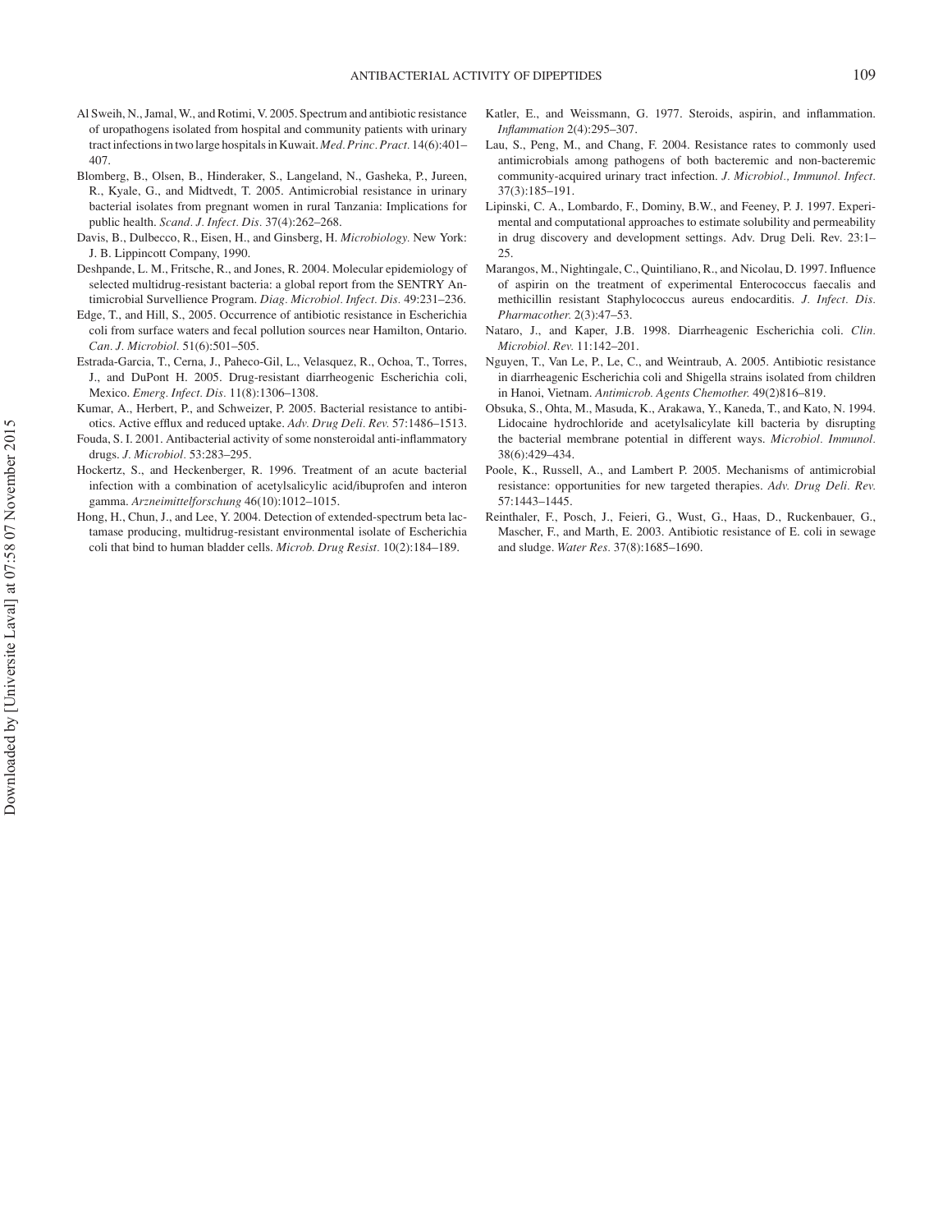Al Sweih, N., Jamal, W., and Rotimi, V. 2005. Spectrum and antibiotic resistance of uropathogens isolated from hospital and community patients with urinary tract infections in two large hospitals in Kuwait. *Med. Princ. Pract.* 14(6):401–407.

Blomberg, B., Olsen, B., Hinderaker, S., Langeland, N., Gasheka, P., Jureen, R., Kyale, G., and Midtvedt, T. 2005. Antimicrobial resistance in urinary bacterial isolates from pregnant women in rural Tanzania: Implications for public health. *Scand. J. Infect. Dis.* 37(4):262–268.

Davis, B., Dulbecco, R., Eisen, H., and Ginsberg, H. *Microbiology.* New York: J. B. Lippincott Company, 1990.

Deshpande, L. M., Fritsche, R., and Jones, R. 2004. Molecular epidemiology of selected multidrug-resistant bacteria: a global report from the SENTRY Antimicrobial Survellience Program. *Diag. Microbiol. Infect. Dis.* 49:231–236.

Edge, T., and Hill, S., 2005. Occurrence of antibiotic resistance in Escherichia coli from surface waters and fecal pollution sources near Hamilton, Ontario. *Can. J. Microbiol.* 51(6):501–505.

Estrada-Garcia, T., Cerna, J., Paheco-Gil, L., Velasquez, R., Ochoa, T., Torres, J., and DuPont H. 2005. Drug-resistant diarrheogenic Escherichia coli, Mexico. *Emerg. Infect. Dis.* 11(8):1306–1308.

Kumar, A., Herbert, P., and Schweizer, P. 2005. Bacterial resistance to antibiotics. Active efflux and reduced uptake. *Adv. Drug Deli. Rev.* 57:1486–1513.

Fouda, S. I. 2001. Antibacterial activity of some nonsteroidal anti-inflammatory drugs. *J. Microbiol.* 53:283–295.

Hockertz, S., and Heckenberger, R. 1996. Treatment of an acute bacterial infection with a combination of acetylsalicylic acid/ibuprofen and interon gamma. *Arzneimittelforschung* 46(10):1012–1015.

Hong, H., Chun, J., and Lee, Y. 2004. Detection of extended-spectrum beta lactamase producing, multidrug-resistant environmental isolate of Escherichia coli that bind to human bladder cells. *Microb. Drug Resist.* 10(2):184–189.

Katler, E., and Weissmann, G. 1977. Steroids, aspirin, and inflammation. *Inflammation* 2(4):295–307.

Lau, S., Peng, M., and Chang, F. 2004. Resistance rates to commonly used antimicrobials among pathogens of both bacteremic and non-bacteremic community-acquired urinary tract infection. *J. Microbiol., Immunol. Infect.* 37(3):185–191.

Lipinski, C. A., Lombardo, F., Dominy, B.W., and Feeney, P. J. 1997. Experimental and computational approaches to estimate solubility and permeability in drug discovery and development settings. Adv. Drug Deli. Rev. 23:1–25.

Marangos, M., Nightingale, C., Quintiliano, R., and Nicolau, D. 1997. Influence of aspirin on the treatment of experimental Enterococcus faecalis and methicillin resistant Staphylococcus aureus endocarditis. *J. Infect. Dis. Pharmacother.* 2(3):47–53.

Nataro, J., and Kaper, J.B. 1998. Diarrheagenic Escherichia coli. *Clin. Microbiol. Rev.* 11:142–201.

Nguyen, T., Van Le, P., Le, C., and Weintraub, A. 2005. Antibiotic resistance in diarrheagenic Escherichia coli and Shigella strains isolated from children in Hanoi, Vietnam. *Antimicrob. Agents Chemother.* 49(2)816–819.

Obsuka, S., Ohta, M., Masuda, K., Arakawa, Y., Kaneda, T., and Kato, N. 1994. Lidocaine hydrochloride and acetylsalicylate kill bacteria by disrupting the bacterial membrane potential in different ways. *Microbiol. Immunol.* 38(6):429–434.

Poole, K., Russell, A., and Lambert P. 2005. Mechanisms of antimicrobial resistance: opportunities for new targeted therapies. *Adv. Drug Deli. Rev.* 57:1443–1445.

Reinthaler, F., Posch, J., Feieri, G., Wust, G., Haas, D., Ruckenbauer, G., Mascher, F., and Marth, E. 2003. Antibiotic resistance of E. coli in sewage and sludge. *Water Res.* 37(8):1685–1690.